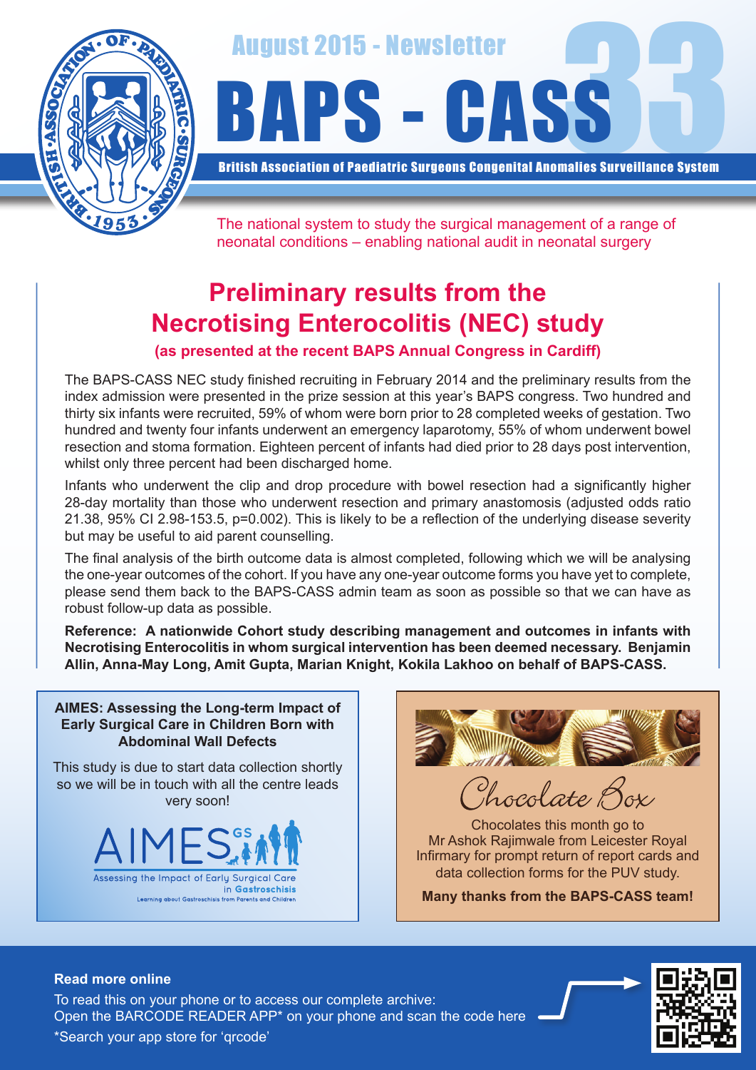August 2015 - Newsletter

# BAPS - CASS 33

**British Association of Paediatric Surgeons Congenital Anomalies Surveillance System**

The national system to study the surgical management of a range of neonatal conditions – enabling national audit in neonatal surgery

## Preliminary results from the Necrotising Enterocolitis (NEC) study

**(as presented at the recent BAPS Annual Congress in Cardiff)**

The BAPS-CASS NEC study finished recruiting in February 2014 and the preliminary results from the index admission were presented in the prize session at this year's BAPS congress. Two hundred and thirty six infants were recruited, 59% of whom were born prior to 28 completed weeks of gestation. Two hundred and twenty four infants underwent an emergency laparotomy, 55% of whom underwent bowel resection and stoma formation. Eighteen percent of infants had died prior to 28 days post intervention, whilst only three percent had been discharged home.

Infants who underwent the clip and drop procedure with bowel resection had a significantly higher 28-day mortality than those who underwent resection and primary anastomosis (adjusted odds ratio 21.38, 95% CI 2.98-153.5, p=0.002). This is likely to be a reflection of the underlying disease severity but may be useful to aid parent counselling.

The final analysis of the birth outcome data is almost completed, following which we will be analysing the one-year outcomes of the cohort. If you have any one-year outcome forms you have yet to complete, please send them back to the BAPS-CASS admin team as soon as possible so that we can have as robust follow-up data as possible.

**Reference: A nationwide Cohort study describing management and outcomes in infants with Necrotising Enterocolitis in whom surgical intervention has been deemed necessary. Benjamin Allin, Anna-May Long, Amit Gupta, Marian Knight, Kokila Lakhoo on behalf of BAPS-CASS.**

### AIMES: Assessing the Long-term Impact of Early Surgical Care in Children Born with Abdominal Wall Defects

This study is due to start data collection shortly so we will be in touch with all the centre leads very soon!

AIMES GS – Assessing the Impact of Early Surgical Care in Gastroschisis – Learning about Gastroschisis from Parents and Children

### Chocolate Box

Chocolates this month go to Mr Ashok Rajimwale from Leicester Royal Infirmary for prompt return of report cards and data collection forms for the PUV study.

**Many thanks from the BAPS-CASS team!**

**Read more online**

To read this on your phone or to access our complete archive:
Open the BARCODE READER APP* on your phone and scan the code here

*Search your app store for 'qrcode'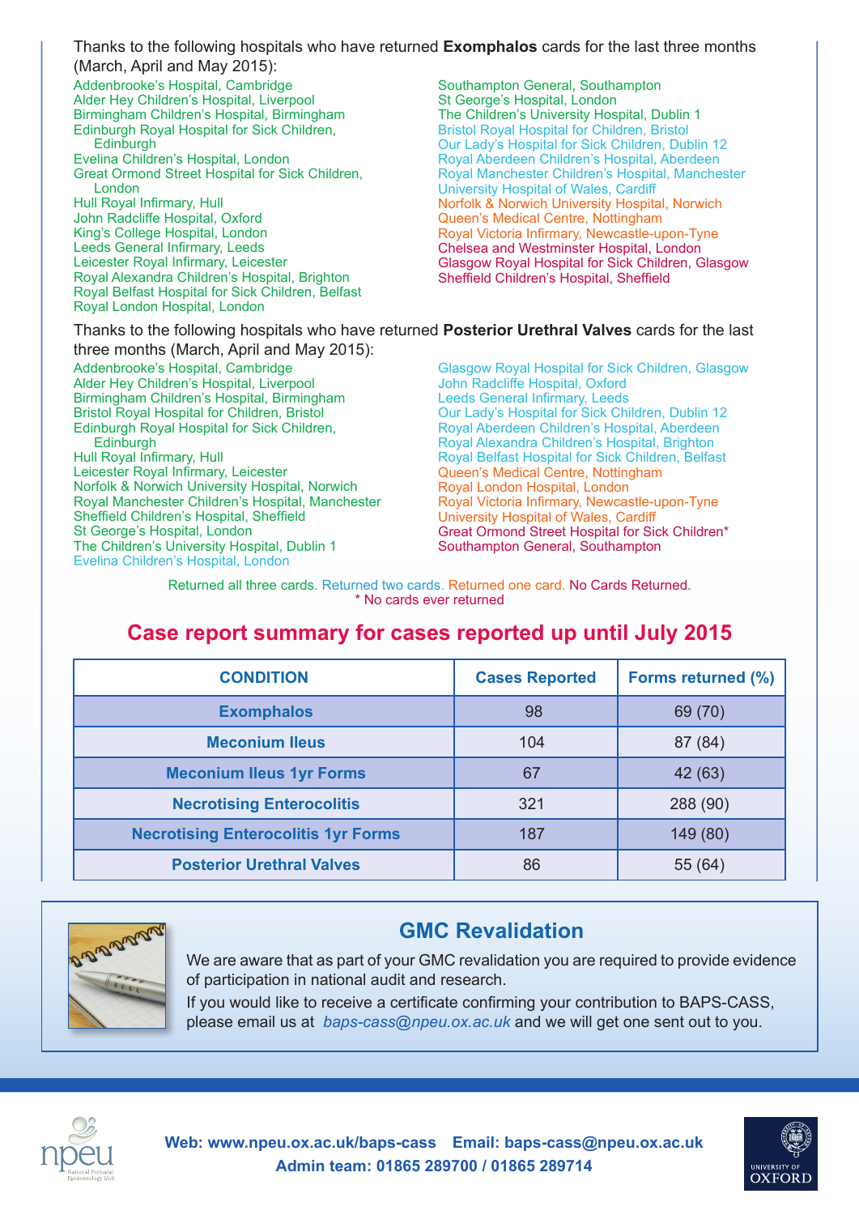Thanks to the following hospitals who have returned **Exomphalos** cards for the last three months (March, April and May 2015):

Addenbrooke's Hospital, Cambridge
Alder Hey Children's Hospital, Liverpool
Birmingham Children's Hospital, Birmingham
Edinburgh Royal Hospital for Sick Children, Edinburgh
Evelina Children's Hospital, London
Great Ormond Street Hospital for Sick Children, London
Hull Royal Infirmary, Hull
John Radcliffe Hospital, Oxford
King's College Hospital, London
Leeds General Infirmary, Leeds
Leicester Royal Infirmary, Leicester
Royal Alexandra Children's Hospital, Brighton
Royal Belfast Hospital for Sick Children, Belfast
Royal London Hospital, London
Southampton General, Southampton
St George's Hospital, London
The Children's University Hospital, Dublin 1
Bristol Royal Hospital for Children, Bristol
Our Lady's Hospital for Sick Children, Dublin 12
Royal Aberdeen Children's Hospital, Aberdeen
Royal Manchester Children's Hospital, Manchester
University Hospital of Wales, Cardiff
Norfolk & Norwich University Hospital, Norwich
Queen's Medical Centre, Nottingham
Royal Victoria Infirmary, Newcastle-upon-Tyne
Chelsea and Westminster Hospital, London
Glasgow Royal Hospital for Sick Children, Glasgow
Sheffield Children's Hospital, Sheffield

Thanks to the following hospitals who have returned **Posterior Urethral Valves** cards for the last three months (March, April and May 2015):

Addenbrooke's Hospital, Cambridge
Alder Hey Children's Hospital, Liverpool
Birmingham Children's Hospital, Birmingham
Bristol Royal Hospital for Children, Bristol
Edinburgh Royal Hospital for Sick Children, Edinburgh
Hull Royal Infirmary, Hull
Leicester Royal Infirmary, Leicester
Norfolk & Norwich University Hospital, Norwich
Royal Manchester Children's Hospital, Manchester
Sheffield Children's Hospital, Sheffield
St George's Hospital, London
The Children's University Hospital, Dublin 1
Evelina Children's Hospital, London
Glasgow Royal Hospital for Sick Children, Glasgow
John Radcliffe Hospital, Oxford
Leeds General Infirmary, Leeds
Our Lady's Hospital for Sick Children, Dublin 12
Royal Aberdeen Children's Hospital, Aberdeen
Royal Alexandra Children's Hospital, Brighton
Royal Belfast Hospital for Sick Children, Belfast
Queen's Medical Centre, Nottingham
Royal London Hospital, London
Royal Victoria Infirmary, Newcastle-upon-Tyne
University Hospital of Wales, Cardiff
Great Ormond Street Hospital for Sick Children*
Southampton General, Southampton

Returned all three cards. Returned two cards. Returned one card. No Cards Returned.
* No cards ever returned

## Case report summary for cases reported up until July 2015

| CONDITION | Cases Reported | Forms returned (%) |
|---|---|---|
| Exomphalos | 98 | 69 (70) |
| Meconium Ileus | 104 | 87 (84) |
| Meconium Ileus 1yr Forms | 67 | 42 (63) |
| Necrotising Enterocolitis | 321 | 288 (90) |
| Necrotising Enterocolitis 1yr Forms | 187 | 149 (80) |
| Posterior Urethral Valves | 86 | 55 (64) |

## GMC Revalidation

We are aware that as part of your GMC revalidation you are required to provide evidence of participation in national audit and research.

If you would like to receive a certificate confirming your contribution to BAPS-CASS, please email us at *baps-cass@npeu.ox.ac.uk* and we will get one sent out to you.

**Web: www.npeu.ox.ac.uk/baps-cass Email: baps-cass@npeu.ox.ac.uk**
**Admin team: 01865 289700 / 01865 289714**